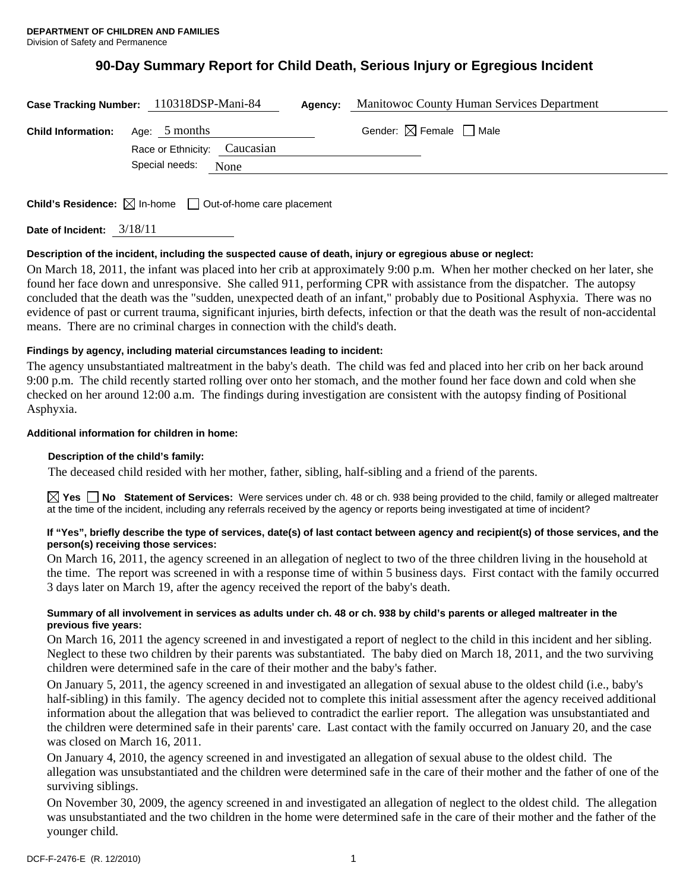**DEPARTMENT OF CHILDREN AND FAMILIES**
Division of Safety and Permanence

# 90-Day Summary Report for Child Death, Serious Injury or Egregious Incident

**Case Tracking Number:** 110318DSP-Mani-84 **Agency:** Manitowoc County Human Services Department

**Child Information:** Age: 5 months Gender: ☒ Female ☐ Male

Race or Ethnicity: Caucasian

Special needs: None

**Child's Residence:** ☒ In-home ☐ Out-of-home care placement

**Date of Incident:** 3/18/11

**Description of the incident, including the suspected cause of death, injury or egregious abuse or neglect:**

On March 18, 2011, the infant was placed into her crib at approximately 9:00 p.m. When her mother checked on her later, she found her face down and unresponsive. She called 911, performing CPR with assistance from the dispatcher. The autopsy concluded that the death was the "sudden, unexpected death of an infant," probably due to Positional Asphyxia. There was no evidence of past or current trauma, significant injuries, birth defects, infection or that the death was the result of non-accidental means. There are no criminal charges in connection with the child's death.

**Findings by agency, including material circumstances leading to incident:**

The agency unsubstantiated maltreatment in the baby's death. The child was fed and placed into her crib on her back around 9:00 p.m. The child recently started rolling over onto her stomach, and the mother found her face down and cold when she checked on her around 12:00 a.m. The findings during investigation are consistent with the autopsy finding of Positional Asphyxia.

**Additional information for children in home:**

**Description of the child's family:**

The deceased child resided with her mother, father, sibling, half-sibling and a friend of the parents.

☒ **Yes** ☐ **No** **Statement of Services:** Were services under ch. 48 or ch. 938 being provided to the child, family or alleged maltreater at the time of the incident, including any referrals received by the agency or reports being investigated at time of incident?

**If "Yes", briefly describe the type of services, date(s) of last contact between agency and recipient(s) of those services, and the person(s) receiving those services:**

On March 16, 2011, the agency screened in an allegation of neglect to two of the three children living in the household at the time. The report was screened in with a response time of within 5 business days. First contact with the family occurred 3 days later on March 19, after the agency received the report of the baby's death.

**Summary of all involvement in services as adults under ch. 48 or ch. 938 by child's parents or alleged maltreater in the previous five years:**

On March 16, 2011 the agency screened in and investigated a report of neglect to the child in this incident and her sibling. Neglect to these two children by their parents was substantiated. The baby died on March 18, 2011, and the two surviving children were determined safe in the care of their mother and the baby's father.

On January 5, 2011, the agency screened in and investigated an allegation of sexual abuse to the oldest child (i.e., baby's half-sibling) in this family. The agency decided not to complete this initial assessment after the agency received additional information about the allegation that was believed to contradict the earlier report. The allegation was unsubstantiated and the children were determined safe in their parents' care. Last contact with the family occurred on January 20, and the case was closed on March 16, 2011.

On January 4, 2010, the agency screened in and investigated an allegation of sexual abuse to the oldest child. The allegation was unsubstantiated and the children were determined safe in the care of their mother and the father of one of the surviving siblings.

On November 30, 2009, the agency screened in and investigated an allegation of neglect to the oldest child. The allegation was unsubstantiated and the two children in the home were determined safe in the care of their mother and the father of the younger child.

DCF-F-2476-E (R. 12/2010)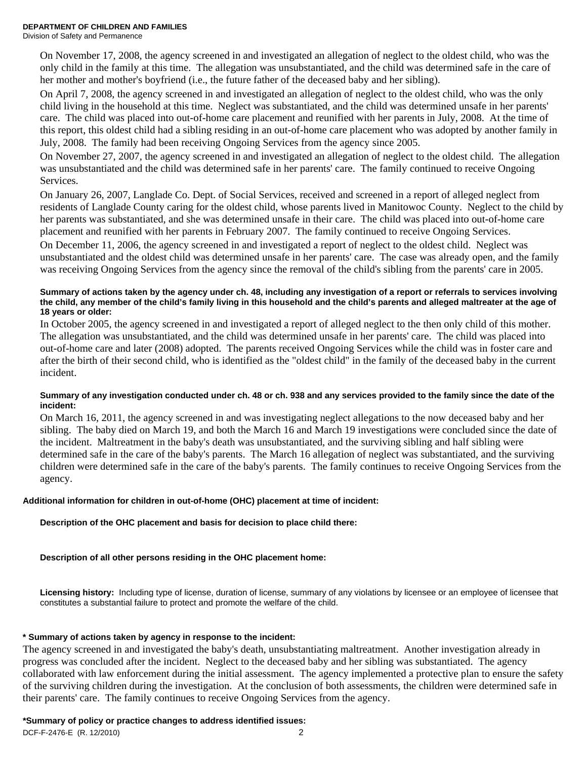On November 17, 2008, the agency screened in and investigated an allegation of neglect to the oldest child, who was the only child in the family at this time. The allegation was unsubstantiated, and the child was determined safe in the care of her mother and mother's boyfriend (i.e., the future father of the deceased baby and her sibling).

On April 7, 2008, the agency screened in and investigated an allegation of neglect to the oldest child, who was the only child living in the household at this time. Neglect was substantiated, and the child was determined unsafe in her parents' care. The child was placed into out-of-home care placement and reunified with her parents in July, 2008. At the time of this report, this oldest child had a sibling residing in an out-of-home care placement who was adopted by another family in July, 2008. The family had been receiving Ongoing Services from the agency since 2005.

On November 27, 2007, the agency screened in and investigated an allegation of neglect to the oldest child. The allegation was unsubstantiated and the child was determined safe in her parents' care. The family continued to receive Ongoing Services.

On January 26, 2007, Langlade Co. Dept. of Social Services, received and screened in a report of alleged neglect from residents of Langlade County caring for the oldest child, whose parents lived in Manitowoc County. Neglect to the child by her parents was substantiated, and she was determined unsafe in their care. The child was placed into out-of-home care placement and reunified with her parents in February 2007. The family continued to receive Ongoing Services.

On December 11, 2006, the agency screened in and investigated a report of neglect to the oldest child. Neglect was unsubstantiated and the oldest child was determined unsafe in her parents' care. The case was already open, and the family was receiving Ongoing Services from the agency since the removal of the child's sibling from the parents' care in 2005.

**Summary of actions taken by the agency under ch. 48, including any investigation of a report or referrals to services involving the child, any member of the child's family living in this household and the child's parents and alleged maltreater at the age of 18 years or older:**

In October 2005, the agency screened in and investigated a report of alleged neglect to the then only child of this mother. The allegation was unsubstantiated, and the child was determined unsafe in her parents' care. The child was placed into out-of-home care and later (2008) adopted. The parents received Ongoing Services while the child was in foster care and after the birth of their second child, who is identified as the "oldest child" in the family of the deceased baby in the current incident.

**Summary of any investigation conducted under ch. 48 or ch. 938 and any services provided to the family since the date of the incident:**

On March 16, 2011, the agency screened in and was investigating neglect allegations to the now deceased baby and her sibling. The baby died on March 19, and both the March 16 and March 19 investigations were concluded since the date of the incident. Maltreatment in the baby's death was unsubstantiated, and the surviving sibling and half sibling were determined safe in the care of the baby's parents. The March 16 allegation of neglect was substantiated, and the surviving children were determined safe in the care of the baby's parents. The family continues to receive Ongoing Services from the agency.

**Additional information for children in out-of-home (OHC) placement at time of incident:**

**Description of the OHC placement and basis for decision to place child there:**

**Description of all other persons residing in the OHC placement home:**

**Licensing history:** Including type of license, duration of license, summary of any violations by licensee or an employee of licensee that constitutes a substantial failure to protect and promote the welfare of the child.

**\* Summary of actions taken by agency in response to the incident:**

The agency screened in and investigated the baby's death, unsubstantiating maltreatment. Another investigation already in progress was concluded after the incident. Neglect to the deceased baby and her sibling was substantiated. The agency collaborated with law enforcement during the initial assessment. The agency implemented a protective plan to ensure the safety of the surviving children during the investigation. At the conclusion of both assessments, the children were determined safe in their parents' care. The family continues to receive Ongoing Services from the agency.

**\*Summary of policy or practice changes to address identified issues:**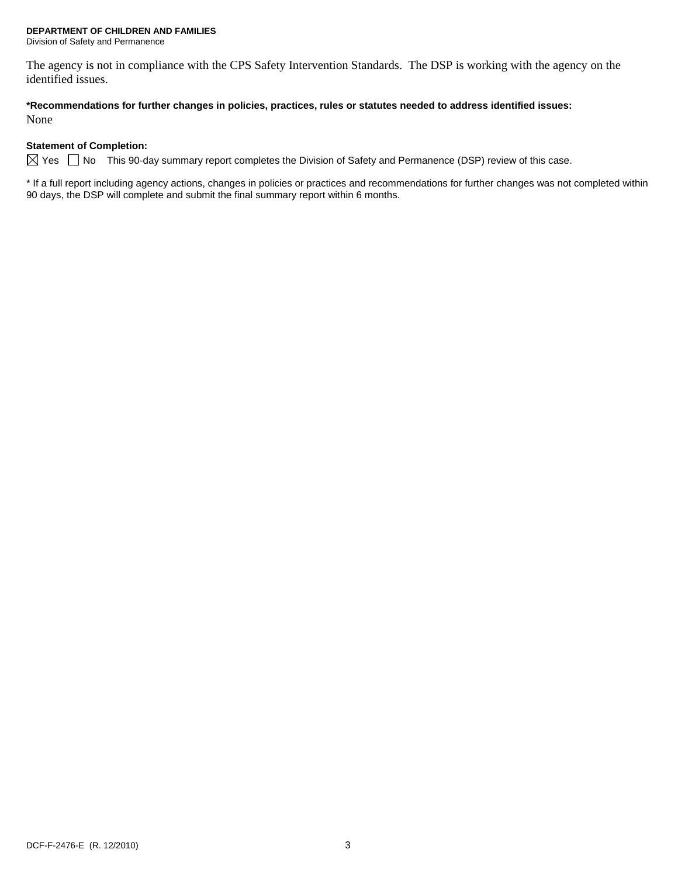The agency is not in compliance with the CPS Safety Intervention Standards. The DSP is working with the agency on the identified issues.

**\*Recommendations for further changes in policies, practices, rules or statutes needed to address identified issues:**

None

**Statement of Completion:**

☒ Yes ☐ No This 90-day summary report completes the Division of Safety and Permanence (DSP) review of this case.

\* If a full report including agency actions, changes in policies or practices and recommendations for further changes was not completed within 90 days, the DSP will complete and submit the final summary report within 6 months.